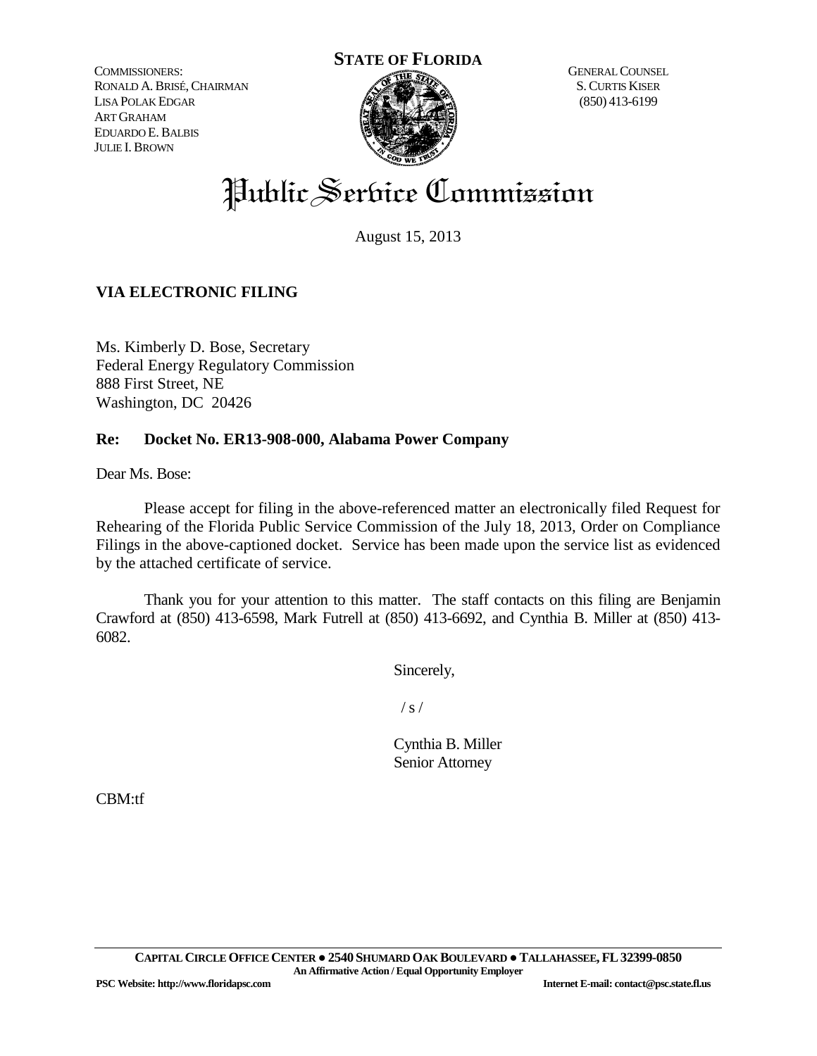COMMISSIONERS:
RONALD A. BRISÉ, CHAIRMAN
LISA POLAK EDGAR
ART GRAHAM
EDUARDO E. BALBIS
JULIE I. BROWN

**STATE OF FLORIDA**

GENERAL COUNSEL
S. CURTIS KISER
(850) 413-6199

# Public Service Commission

August 15, 2013

**VIA ELECTRONIC FILING**

Ms. Kimberly D. Bose, Secretary
Federal Energy Regulatory Commission
888 First Street, NE
Washington, DC 20426

**Re: Docket No. ER13-908-000, Alabama Power Company**

Dear Ms. Bose:

Please accept for filing in the above-referenced matter an electronically filed Request for Rehearing of the Florida Public Service Commission of the July 18, 2013, Order on Compliance Filings in the above-captioned docket. Service has been made upon the service list as evidenced by the attached certificate of service.

Thank you for your attention to this matter. The staff contacts on this filing are Benjamin Crawford at (850) 413-6598, Mark Futrell at (850) 413-6692, and Cynthia B. Miller at (850) 413-6082.

Sincerely,

/ s /

Cynthia B. Miller
Senior Attorney

CBM:tf

**CAPITAL CIRCLE OFFICE CENTER ● 2540 SHUMARD OAK BOULEVARD ● TALLAHASSEE, FL 32399-0850**
**An Affirmative Action / Equal Opportunity Employer**
**PSC Website: http://www.floridapsc.com** **Internet E-mail: contact@psc.state.fl.us**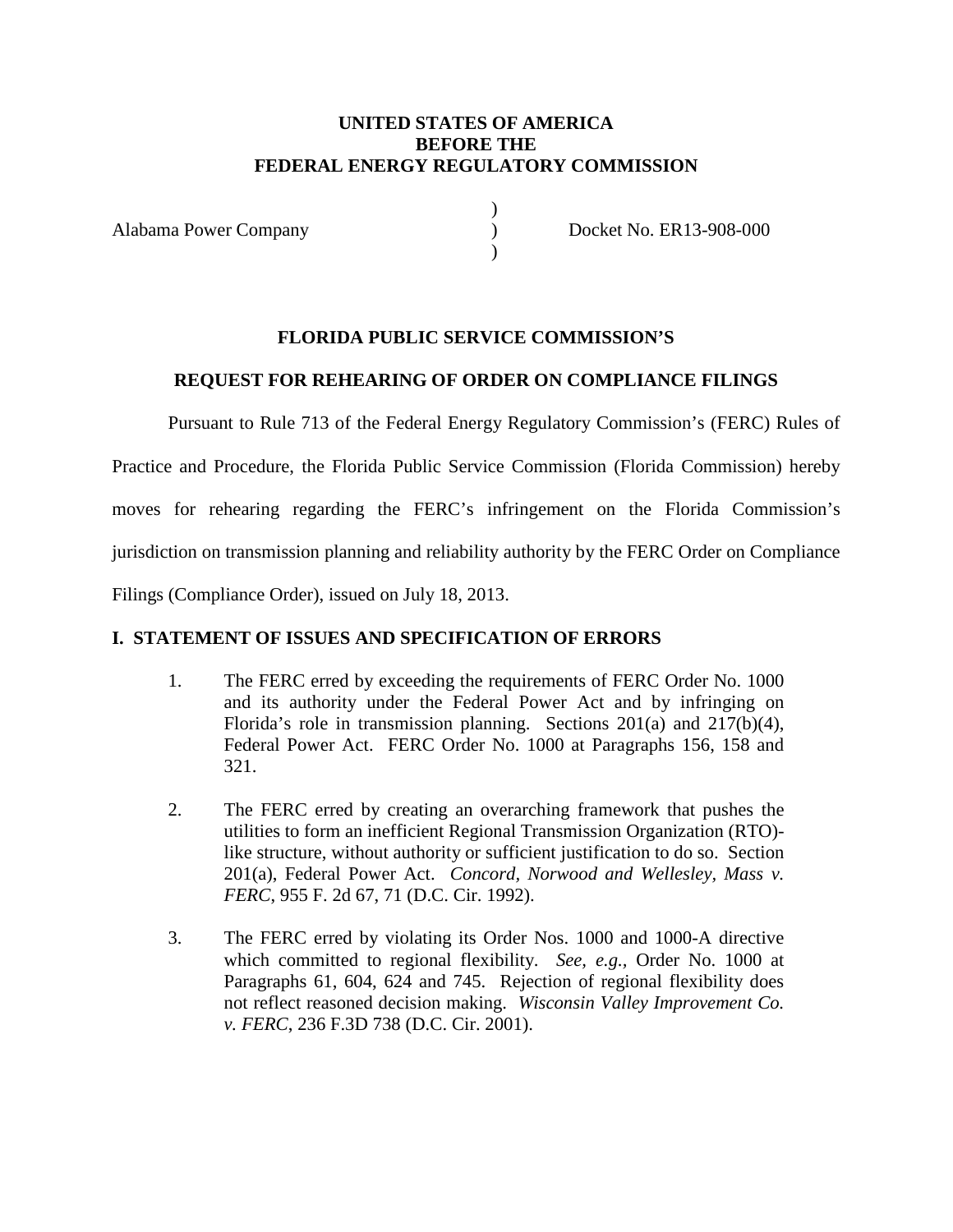**UNITED STATES OF AMERICA**
**BEFORE THE**
**FEDERAL ENERGY REGULATORY COMMISSION**

| | | |
|---|---|---|
| Alabama Power Company | ) | Docket No. ER13-908-000 |

**FLORIDA PUBLIC SERVICE COMMISSION'S**

**REQUEST FOR REHEARING OF ORDER ON COMPLIANCE FILINGS**

Pursuant to Rule 713 of the Federal Energy Regulatory Commission's (FERC) Rules of Practice and Procedure, the Florida Public Service Commission (Florida Commission) hereby moves for rehearing regarding the FERC's infringement on the Florida Commission's jurisdiction on transmission planning and reliability authority by the FERC Order on Compliance Filings (Compliance Order), issued on July 18, 2013.

## I. STATEMENT OF ISSUES AND SPECIFICATION OF ERRORS

1. The FERC erred by exceeding the requirements of FERC Order No. 1000 and its authority under the Federal Power Act and by infringing on Florida's role in transmission planning. Sections 201(a) and 217(b)(4), Federal Power Act. FERC Order No. 1000 at Paragraphs 156, 158 and 321.

2. The FERC erred by creating an overarching framework that pushes the utilities to form an inefficient Regional Transmission Organization (RTO)-like structure, without authority or sufficient justification to do so. Section 201(a), Federal Power Act. *Concord, Norwood and Wellesley, Mass v. FERC*, 955 F. 2d 67, 71 (D.C. Cir. 1992).

3. The FERC erred by violating its Order Nos. 1000 and 1000-A directive which committed to regional flexibility. *See, e.g.*, Order No. 1000 at Paragraphs 61, 604, 624 and 745. Rejection of regional flexibility does not reflect reasoned decision making. *Wisconsin Valley Improvement Co. v. FERC*, 236 F.3D 738 (D.C. Cir. 2001).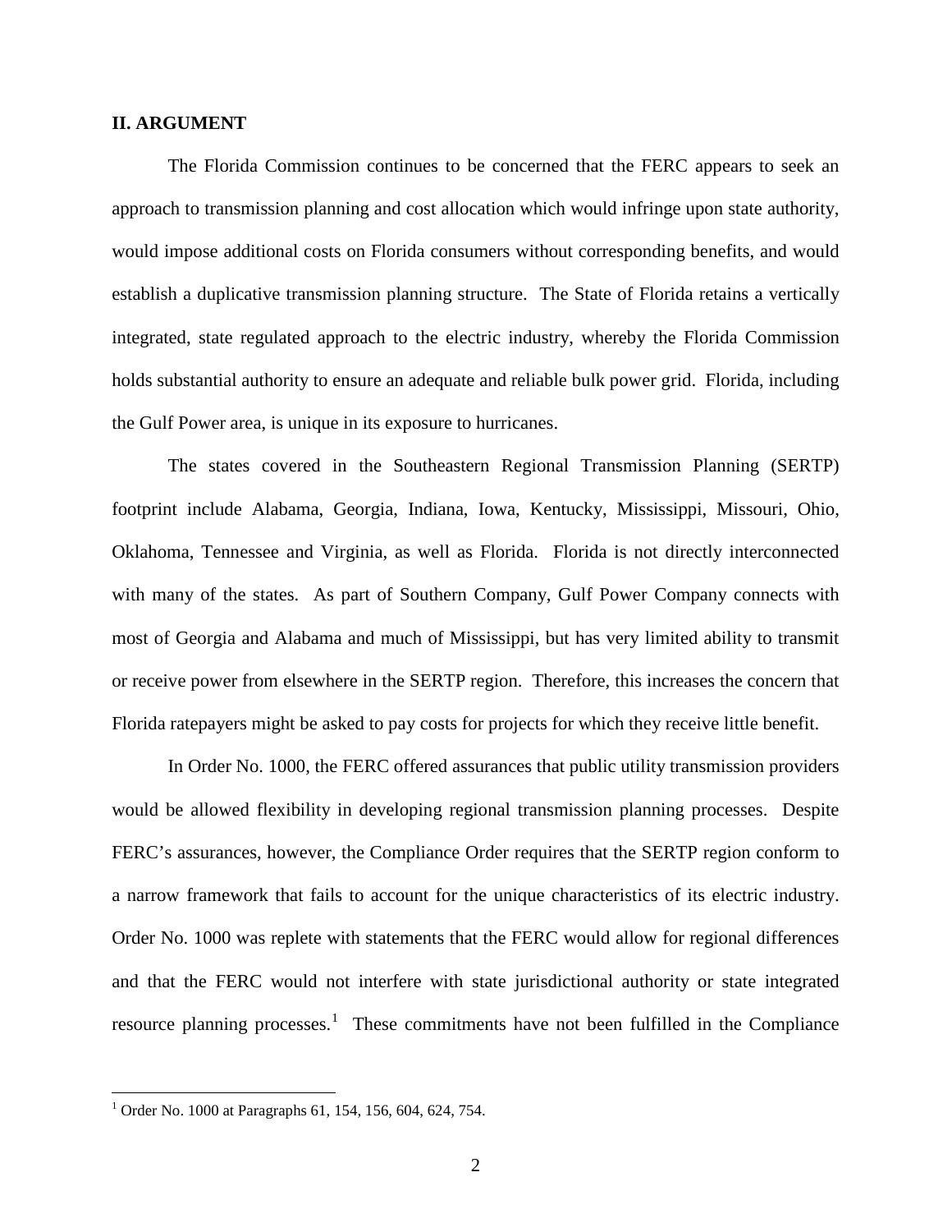## II. ARGUMENT

The Florida Commission continues to be concerned that the FERC appears to seek an approach to transmission planning and cost allocation which would infringe upon state authority, would impose additional costs on Florida consumers without corresponding benefits, and would establish a duplicative transmission planning structure. The State of Florida retains a vertically integrated, state regulated approach to the electric industry, whereby the Florida Commission holds substantial authority to ensure an adequate and reliable bulk power grid. Florida, including the Gulf Power area, is unique in its exposure to hurricanes.

The states covered in the Southeastern Regional Transmission Planning (SERTP) footprint include Alabama, Georgia, Indiana, Iowa, Kentucky, Mississippi, Missouri, Ohio, Oklahoma, Tennessee and Virginia, as well as Florida. Florida is not directly interconnected with many of the states. As part of Southern Company, Gulf Power Company connects with most of Georgia and Alabama and much of Mississippi, but has very limited ability to transmit or receive power from elsewhere in the SERTP region. Therefore, this increases the concern that Florida ratepayers might be asked to pay costs for projects for which they receive little benefit.

In Order No. 1000, the FERC offered assurances that public utility transmission providers would be allowed flexibility in developing regional transmission planning processes. Despite FERC's assurances, however, the Compliance Order requires that the SERTP region conform to a narrow framework that fails to account for the unique characteristics of its electric industry. Order No. 1000 was replete with statements that the FERC would allow for regional differences and that the FERC would not interfere with state jurisdictional authority or state integrated resource planning processes.[1] These commitments have not been fulfilled in the Compliance

[1] Order No. 1000 at Paragraphs 61, 154, 156, 604, 624, 754.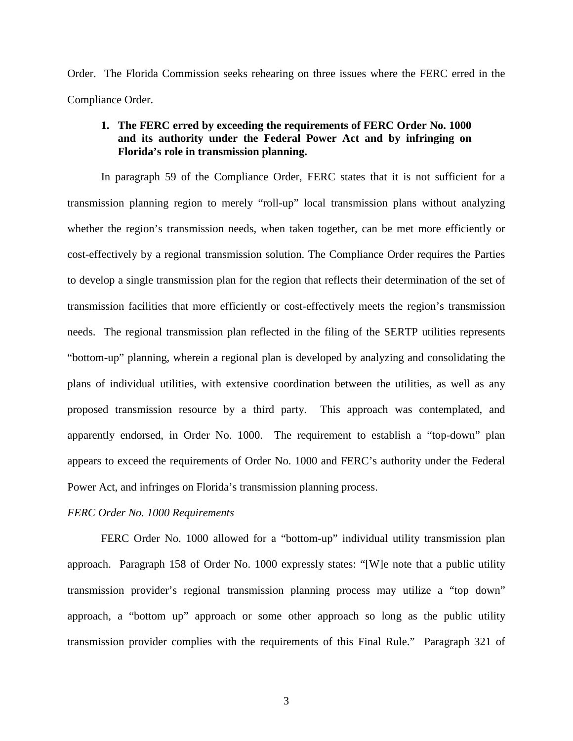Order. The Florida Commission seeks rehearing on three issues where the FERC erred in the Compliance Order.

**1. The FERC erred by exceeding the requirements of FERC Order No. 1000 and its authority under the Federal Power Act and by infringing on Florida's role in transmission planning.**

In paragraph 59 of the Compliance Order, FERC states that it is not sufficient for a transmission planning region to merely "roll-up" local transmission plans without analyzing whether the region's transmission needs, when taken together, can be met more efficiently or cost-effectively by a regional transmission solution. The Compliance Order requires the Parties to develop a single transmission plan for the region that reflects their determination of the set of transmission facilities that more efficiently or cost-effectively meets the region's transmission needs. The regional transmission plan reflected in the filing of the SERTP utilities represents "bottom-up" planning, wherein a regional plan is developed by analyzing and consolidating the plans of individual utilities, with extensive coordination between the utilities, as well as any proposed transmission resource by a third party. This approach was contemplated, and apparently endorsed, in Order No. 1000. The requirement to establish a "top-down" plan appears to exceed the requirements of Order No. 1000 and FERC's authority under the Federal Power Act, and infringes on Florida's transmission planning process.

*FERC Order No. 1000 Requirements*

FERC Order No. 1000 allowed for a "bottom-up" individual utility transmission plan approach. Paragraph 158 of Order No. 1000 expressly states: "[W]e note that a public utility transmission provider's regional transmission planning process may utilize a "top down" approach, a "bottom up" approach or some other approach so long as the public utility transmission provider complies with the requirements of this Final Rule." Paragraph 321 of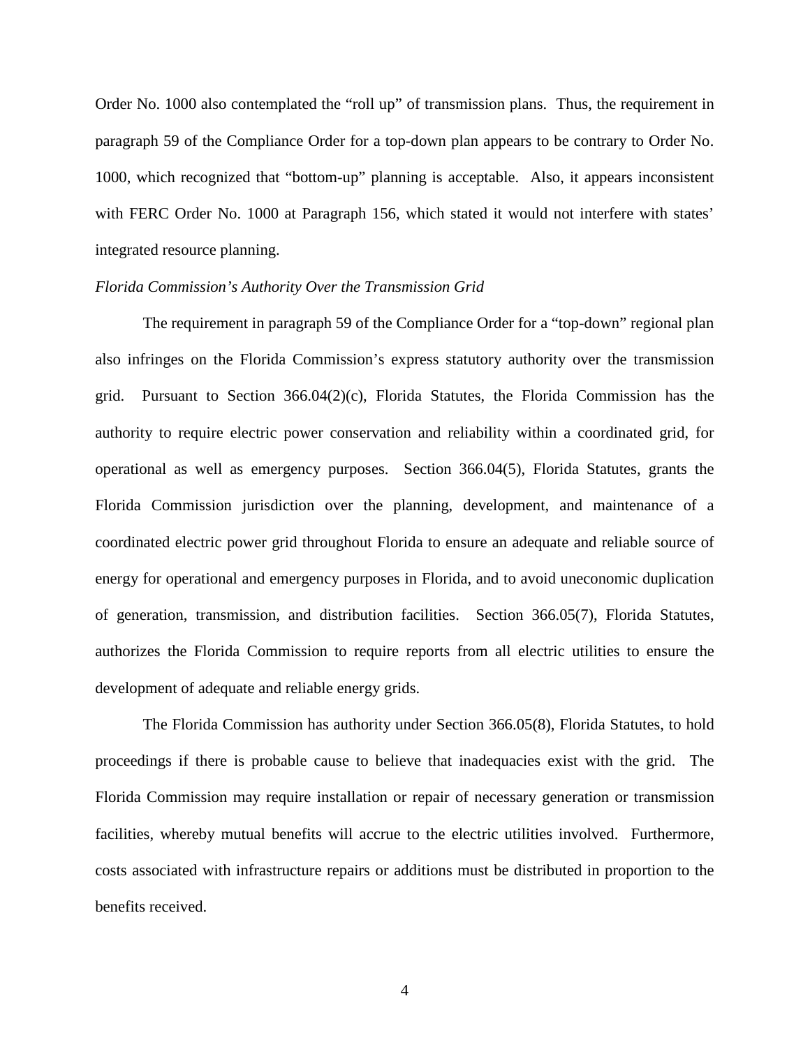Order No. 1000 also contemplated the "roll up" of transmission plans. Thus, the requirement in paragraph 59 of the Compliance Order for a top-down plan appears to be contrary to Order No. 1000, which recognized that "bottom-up" planning is acceptable. Also, it appears inconsistent with FERC Order No. 1000 at Paragraph 156, which stated it would not interfere with states' integrated resource planning.

*Florida Commission's Authority Over the Transmission Grid*

The requirement in paragraph 59 of the Compliance Order for a "top-down" regional plan also infringes on the Florida Commission's express statutory authority over the transmission grid. Pursuant to Section 366.04(2)(c), Florida Statutes, the Florida Commission has the authority to require electric power conservation and reliability within a coordinated grid, for operational as well as emergency purposes. Section 366.04(5), Florida Statutes, grants the Florida Commission jurisdiction over the planning, development, and maintenance of a coordinated electric power grid throughout Florida to ensure an adequate and reliable source of energy for operational and emergency purposes in Florida, and to avoid uneconomic duplication of generation, transmission, and distribution facilities. Section 366.05(7), Florida Statutes, authorizes the Florida Commission to require reports from all electric utilities to ensure the development of adequate and reliable energy grids.

The Florida Commission has authority under Section 366.05(8), Florida Statutes, to hold proceedings if there is probable cause to believe that inadequacies exist with the grid. The Florida Commission may require installation or repair of necessary generation or transmission facilities, whereby mutual benefits will accrue to the electric utilities involved. Furthermore, costs associated with infrastructure repairs or additions must be distributed in proportion to the benefits received.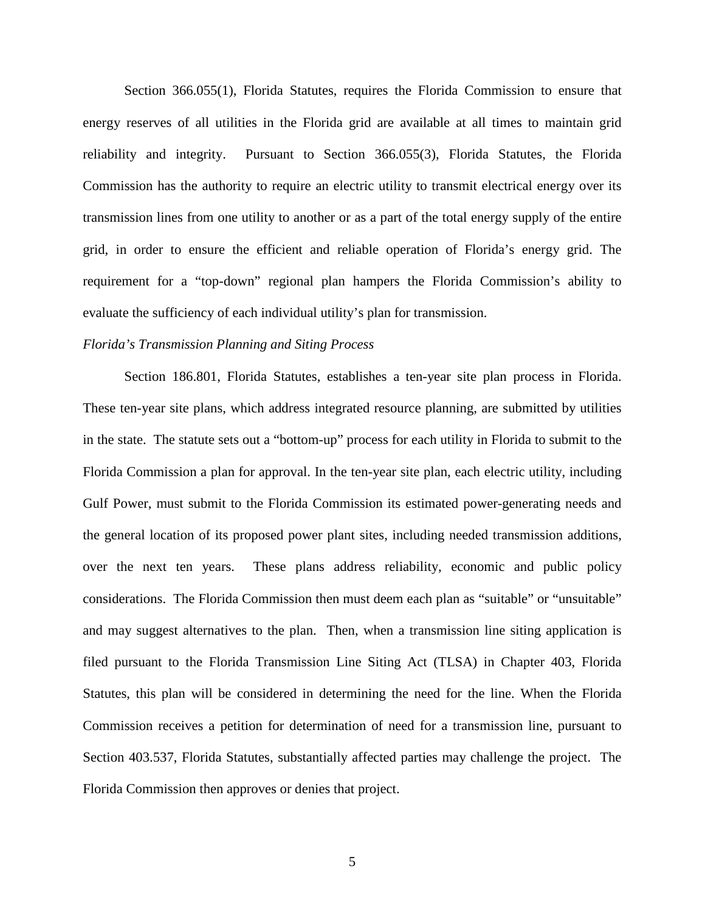Section 366.055(1), Florida Statutes, requires the Florida Commission to ensure that energy reserves of all utilities in the Florida grid are available at all times to maintain grid reliability and integrity. Pursuant to Section 366.055(3), Florida Statutes, the Florida Commission has the authority to require an electric utility to transmit electrical energy over its transmission lines from one utility to another or as a part of the total energy supply of the entire grid, in order to ensure the efficient and reliable operation of Florida's energy grid. The requirement for a "top-down" regional plan hampers the Florida Commission's ability to evaluate the sufficiency of each individual utility's plan for transmission.

*Florida's Transmission Planning and Siting Process*

Section 186.801, Florida Statutes, establishes a ten-year site plan process in Florida. These ten-year site plans, which address integrated resource planning, are submitted by utilities in the state. The statute sets out a "bottom-up" process for each utility in Florida to submit to the Florida Commission a plan for approval. In the ten-year site plan, each electric utility, including Gulf Power, must submit to the Florida Commission its estimated power-generating needs and the general location of its proposed power plant sites, including needed transmission additions, over the next ten years. These plans address reliability, economic and public policy considerations. The Florida Commission then must deem each plan as "suitable" or "unsuitable" and may suggest alternatives to the plan. Then, when a transmission line siting application is filed pursuant to the Florida Transmission Line Siting Act (TLSA) in Chapter 403, Florida Statutes, this plan will be considered in determining the need for the line. When the Florida Commission receives a petition for determination of need for a transmission line, pursuant to Section 403.537, Florida Statutes, substantially affected parties may challenge the project. The Florida Commission then approves or denies that project.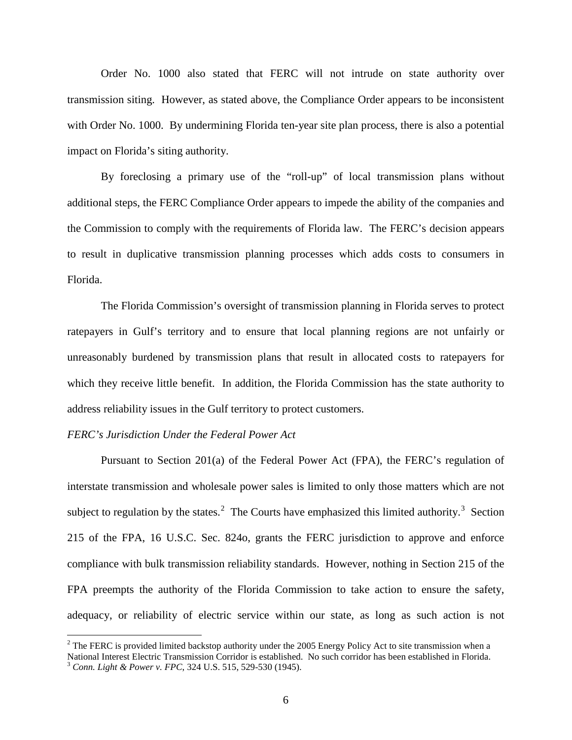Order No. 1000 also stated that FERC will not intrude on state authority over transmission siting. However, as stated above, the Compliance Order appears to be inconsistent with Order No. 1000. By undermining Florida ten-year site plan process, there is also a potential impact on Florida's siting authority.

By foreclosing a primary use of the "roll-up" of local transmission plans without additional steps, the FERC Compliance Order appears to impede the ability of the companies and the Commission to comply with the requirements of Florida law. The FERC's decision appears to result in duplicative transmission planning processes which adds costs to consumers in Florida.

The Florida Commission's oversight of transmission planning in Florida serves to protect ratepayers in Gulf's territory and to ensure that local planning regions are not unfairly or unreasonably burdened by transmission plans that result in allocated costs to ratepayers for which they receive little benefit. In addition, the Florida Commission has the state authority to address reliability issues in the Gulf territory to protect customers.

*FERC's Jurisdiction Under the Federal Power Act*

Pursuant to Section 201(a) of the Federal Power Act (FPA), the FERC's regulation of interstate transmission and wholesale power sales is limited to only those matters which are not subject to regulation by the states.[2] The Courts have emphasized this limited authority.[3] Section 215 of the FPA, 16 U.S.C. Sec. 824o, grants the FERC jurisdiction to approve and enforce compliance with bulk transmission reliability standards. However, nothing in Section 215 of the FPA preempts the authority of the Florida Commission to take action to ensure the safety, adequacy, or reliability of electric service within our state, as long as such action is not

[2] The FERC is provided limited backstop authority under the 2005 Energy Policy Act to site transmission when a National Interest Electric Transmission Corridor is established. No such corridor has been established in Florida.

[3] *Conn. Light & Power v. FPC*, 324 U.S. 515, 529-530 (1945).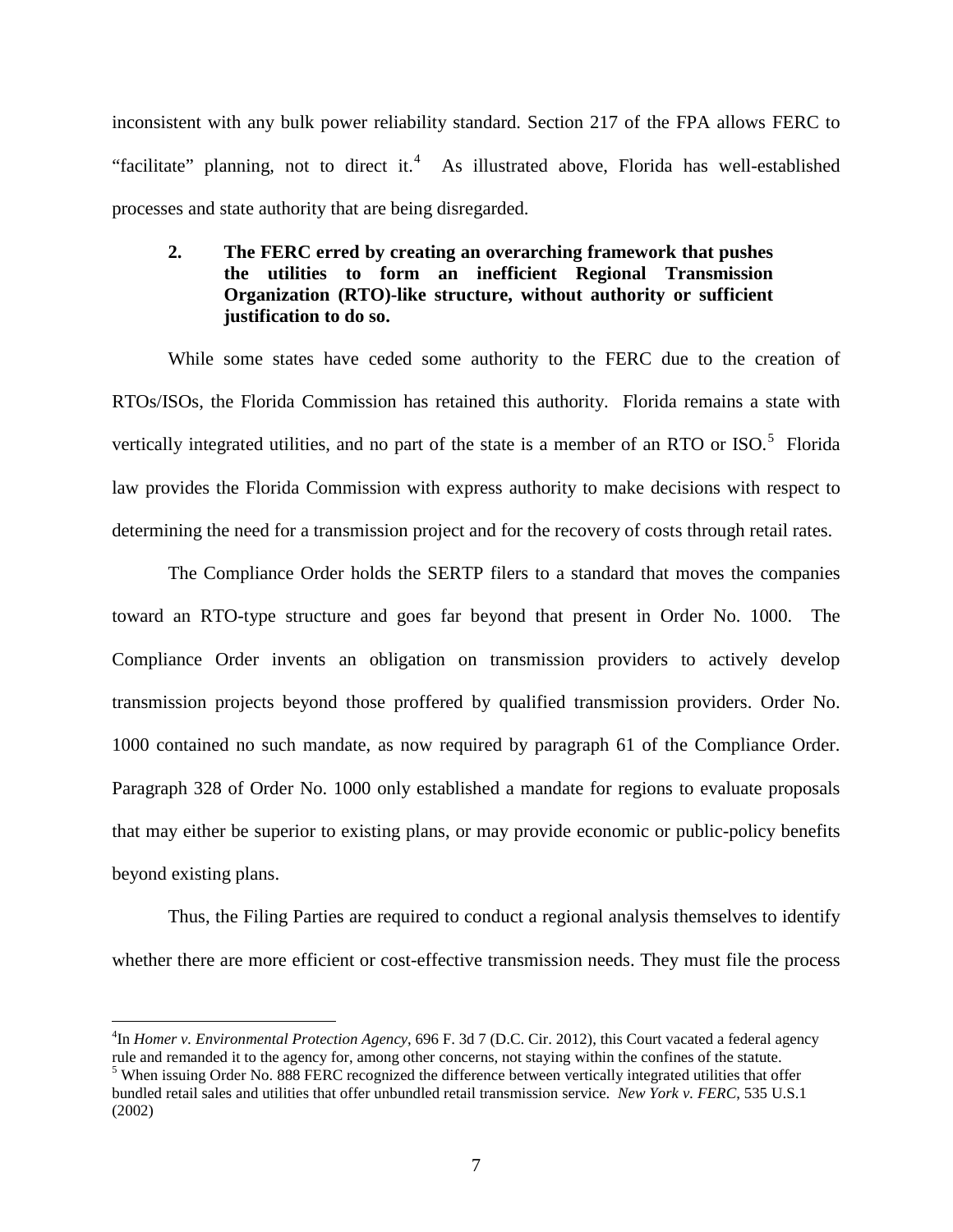inconsistent with any bulk power reliability standard. Section 217 of the FPA allows FERC to "facilitate" planning, not to direct it.[4] As illustrated above, Florida has well-established processes and state authority that are being disregarded.

### 2. The FERC erred by creating an overarching framework that pushes the utilities to form an inefficient Regional Transmission Organization (RTO)-like structure, without authority or sufficient justification to do so.

While some states have ceded some authority to the FERC due to the creation of RTOs/ISOs, the Florida Commission has retained this authority. Florida remains a state with vertically integrated utilities, and no part of the state is a member of an RTO or ISO.[5] Florida law provides the Florida Commission with express authority to make decisions with respect to determining the need for a transmission project and for the recovery of costs through retail rates.

The Compliance Order holds the SERTP filers to a standard that moves the companies toward an RTO-type structure and goes far beyond that present in Order No. 1000. The Compliance Order invents an obligation on transmission providers to actively develop transmission projects beyond those proffered by qualified transmission providers. Order No. 1000 contained no such mandate, as now required by paragraph 61 of the Compliance Order. Paragraph 328 of Order No. 1000 only established a mandate for regions to evaluate proposals that may either be superior to existing plans, or may provide economic or public-policy benefits beyond existing plans.

Thus, the Filing Parties are required to conduct a regional analysis themselves to identify whether there are more efficient or cost-effective transmission needs. They must file the process

---

[4] In *Homer v. Environmental Protection Agency*, 696 F. 3d 7 (D.C. Cir. 2012), this Court vacated a federal agency rule and remanded it to the agency for, among other concerns, not staying within the confines of the statute.

[5] When issuing Order No. 888 FERC recognized the difference between vertically integrated utilities that offer bundled retail sales and utilities that offer unbundled retail transmission service. *New York v. FERC*, 535 U.S.1 (2002)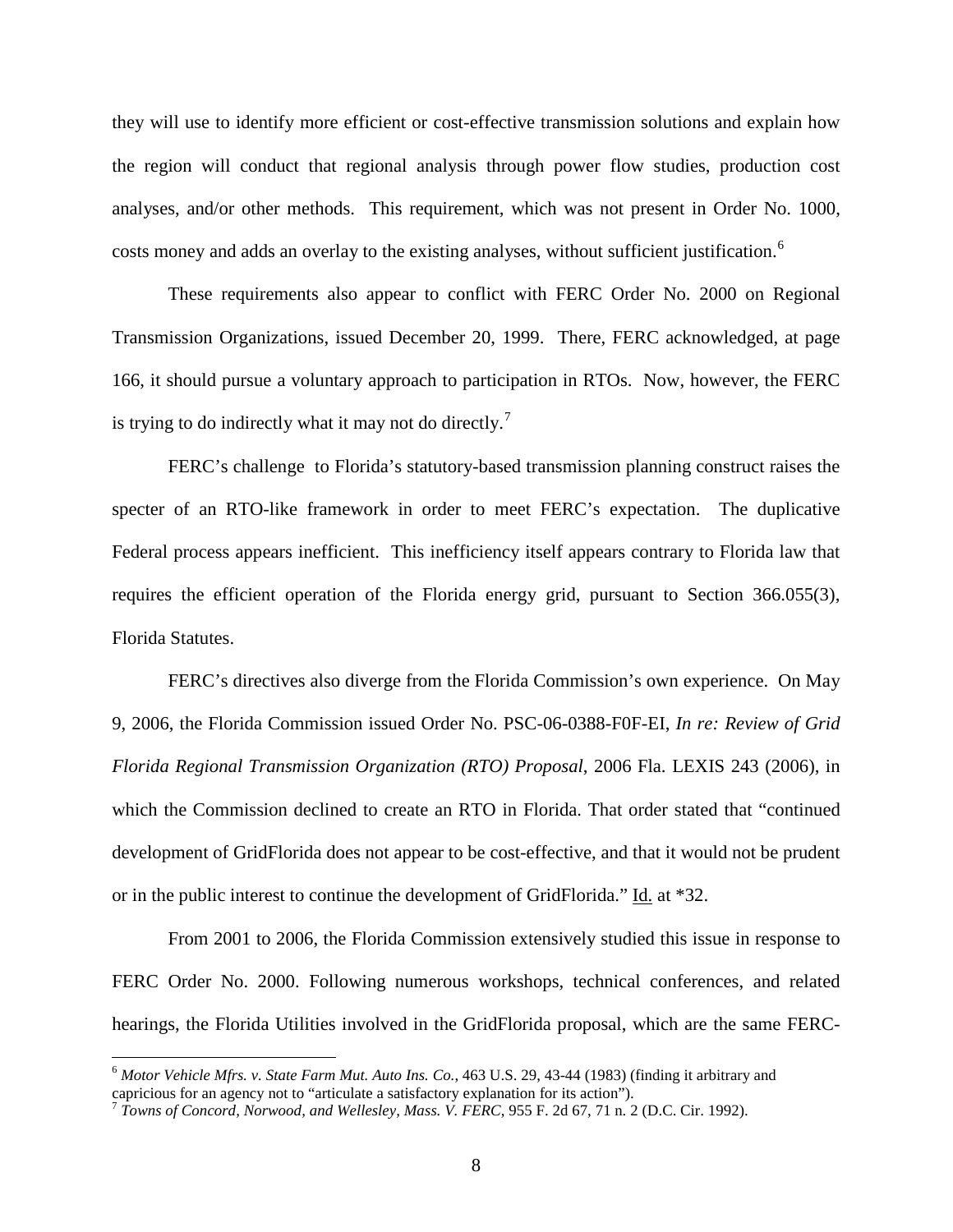they will use to identify more efficient or cost-effective transmission solutions and explain how the region will conduct that regional analysis through power flow studies, production cost analyses, and/or other methods. This requirement, which was not present in Order No. 1000, costs money and adds an overlay to the existing analyses, without sufficient justification.[6]

These requirements also appear to conflict with FERC Order No. 2000 on Regional Transmission Organizations, issued December 20, 1999. There, FERC acknowledged, at page 166, it should pursue a voluntary approach to participation in RTOs. Now, however, the FERC is trying to do indirectly what it may not do directly.[7]

FERC's challenge to Florida's statutory-based transmission planning construct raises the specter of an RTO-like framework in order to meet FERC's expectation. The duplicative Federal process appears inefficient. This inefficiency itself appears contrary to Florida law that requires the efficient operation of the Florida energy grid, pursuant to Section 366.055(3), Florida Statutes.

FERC's directives also diverge from the Florida Commission's own experience. On May 9, 2006, the Florida Commission issued Order No. PSC-06-0388-F0F-EI, *In re: Review of Grid Florida Regional Transmission Organization (RTO) Proposal*, 2006 Fla. LEXIS 243 (2006), in which the Commission declined to create an RTO in Florida. That order stated that "continued development of GridFlorida does not appear to be cost-effective, and that it would not be prudent or in the public interest to continue the development of GridFlorida." Id. at *32.

From 2001 to 2006, the Florida Commission extensively studied this issue in response to FERC Order No. 2000. Following numerous workshops, technical conferences, and related hearings, the Florida Utilities involved in the GridFlorida proposal, which are the same FERC-

---

[6] *Motor Vehicle Mfrs. v. State Farm Mut. Auto Ins. Co.*, 463 U.S. 29, 43-44 (1983) (finding it arbitrary and capricious for an agency not to "articulate a satisfactory explanation for its action").

[7] *Towns of Concord, Norwood, and Wellesley, Mass. V. FERC*, 955 F. 2d 67, 71 n. 2 (D.C. Cir. 1992).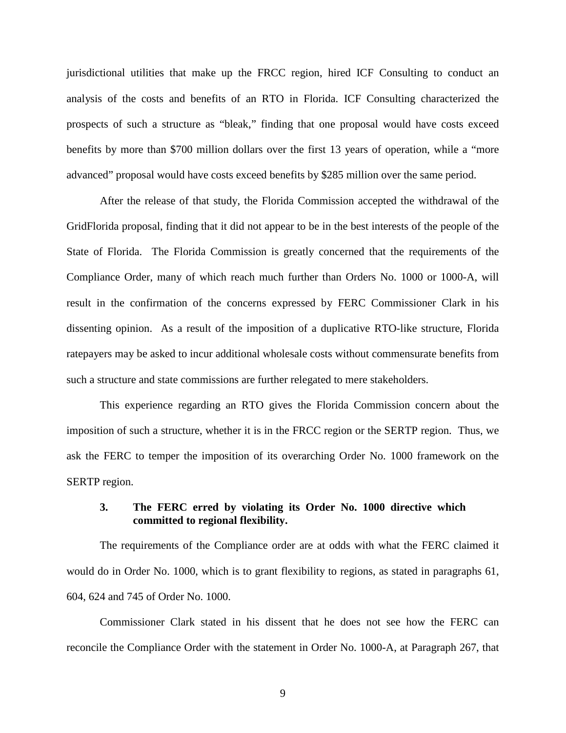jurisdictional utilities that make up the FRCC region, hired ICF Consulting to conduct an analysis of the costs and benefits of an RTO in Florida. ICF Consulting characterized the prospects of such a structure as "bleak," finding that one proposal would have costs exceed benefits by more than $700 million dollars over the first 13 years of operation, while a "more advanced" proposal would have costs exceed benefits by $285 million over the same period.

After the release of that study, the Florida Commission accepted the withdrawal of the GridFlorida proposal, finding that it did not appear to be in the best interests of the people of the State of Florida. The Florida Commission is greatly concerned that the requirements of the Compliance Order, many of which reach much further than Orders No. 1000 or 1000-A, will result in the confirmation of the concerns expressed by FERC Commissioner Clark in his dissenting opinion. As a result of the imposition of a duplicative RTO-like structure, Florida ratepayers may be asked to incur additional wholesale costs without commensurate benefits from such a structure and state commissions are further relegated to mere stakeholders.

This experience regarding an RTO gives the Florida Commission concern about the imposition of such a structure, whether it is in the FRCC region or the SERTP region. Thus, we ask the FERC to temper the imposition of its overarching Order No. 1000 framework on the SERTP region.

### 3. The FERC erred by violating its Order No. 1000 directive which committed to regional flexibility.

The requirements of the Compliance order are at odds with what the FERC claimed it would do in Order No. 1000, which is to grant flexibility to regions, as stated in paragraphs 61, 604, 624 and 745 of Order No. 1000.

Commissioner Clark stated in his dissent that he does not see how the FERC can reconcile the Compliance Order with the statement in Order No. 1000-A, at Paragraph 267, that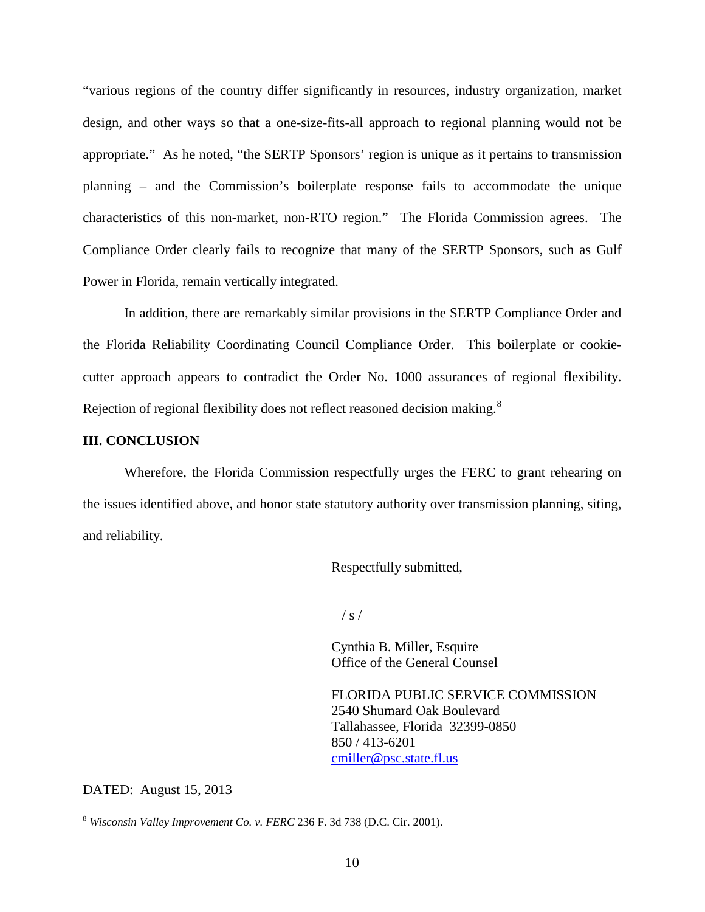"various regions of the country differ significantly in resources, industry organization, market design, and other ways so that a one-size-fits-all approach to regional planning would not be appropriate." As he noted, "the SERTP Sponsors' region is unique as it pertains to transmission planning – and the Commission's boilerplate response fails to accommodate the unique characteristics of this non-market, non-RTO region." The Florida Commission agrees. The Compliance Order clearly fails to recognize that many of the SERTP Sponsors, such as Gulf Power in Florida, remain vertically integrated.

In addition, there are remarkably similar provisions in the SERTP Compliance Order and the Florida Reliability Coordinating Council Compliance Order. This boilerplate or cookie-cutter approach appears to contradict the Order No. 1000 assurances of regional flexibility. Rejection of regional flexibility does not reflect reasoned decision making.[8]

## III. CONCLUSION

Wherefore, the Florida Commission respectfully urges the FERC to grant rehearing on the issues identified above, and honor state statutory authority over transmission planning, siting, and reliability.

Respectfully submitted,

/ s /

Cynthia B. Miller, Esquire
Office of the General Counsel

FLORIDA PUBLIC SERVICE COMMISSION
2540 Shumard Oak Boulevard
Tallahassee, Florida 32399-0850
850 / 413-6201
cmiller@psc.state.fl.us

DATED: August 15, 2013

---

[8] *Wisconsin Valley Improvement Co. v. FERC* 236 F. 3d 738 (D.C. Cir. 2001).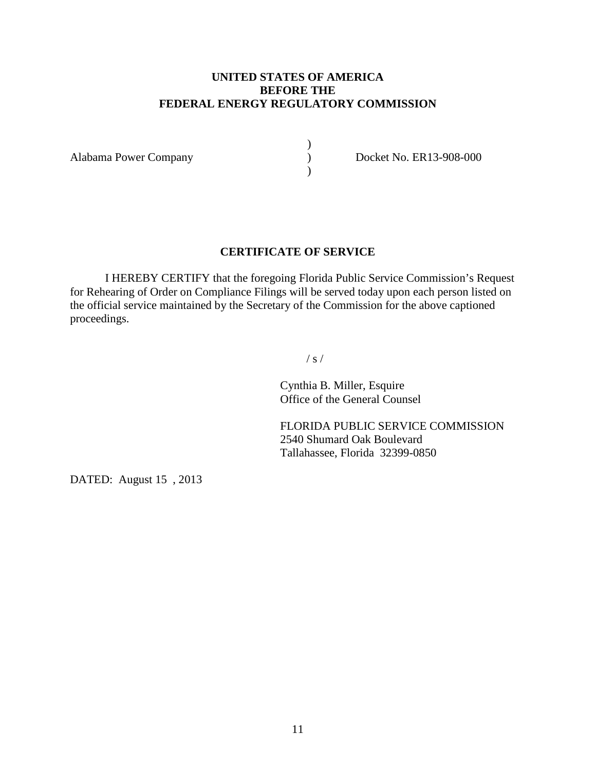**UNITED STATES OF AMERICA**
**BEFORE THE**
**FEDERAL ENERGY REGULATORY COMMISSION**

| | | |
|---|---|---|
| Alabama Power Company | ) | Docket No. ER13-908-000 |

## CERTIFICATE OF SERVICE

I HEREBY CERTIFY that the foregoing Florida Public Service Commission's Request for Rehearing of Order on Compliance Filings will be served today upon each person listed on the official service maintained by the Secretary of the Commission for the above captioned proceedings.

/ s /

Cynthia B. Miller, Esquire
Office of the General Counsel

FLORIDA PUBLIC SERVICE COMMISSION
2540 Shumard Oak Boulevard
Tallahassee, Florida 32399-0850

DATED: August 15 , 2013